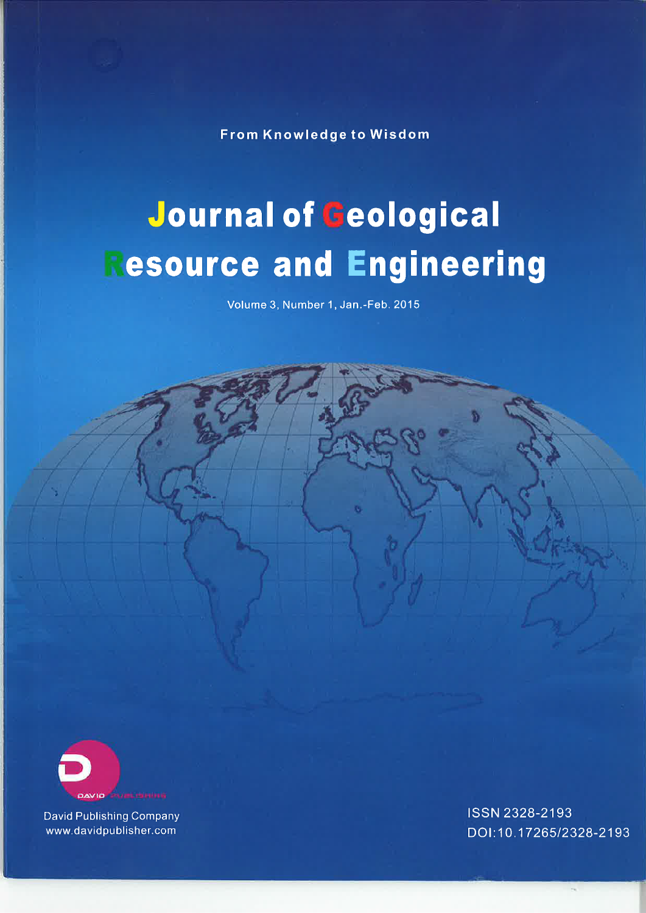From Knowledge to Wisdom

# Journal of Geological Resource and Engineering

Volume 3, Number 1, Jan.-Feb. 2015

David Publishing Company
www.davidpublisher.com

ISSN 2328-2193
DOI:10.17265/2328-2193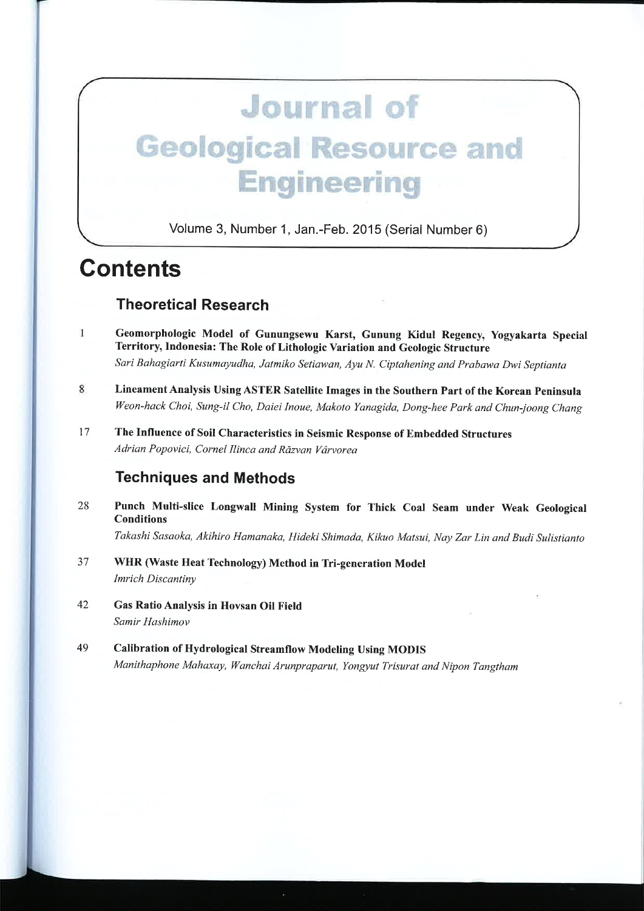# Journal of Geological Resource and Engineering

Volume 3, Number 1, Jan.-Feb. 2015 (Serial Number 6)

# Contents

## Theoretical Research

1 **Geomorphologic Model of Gunungsewu Karst, Gunung Kidul Regency, Yogyakarta Special Territory, Indonesia: The Role of Lithologic Variation and Geologic Structure**
*Sari Bahagiarti Kusumayudha, Jatmiko Setiawan, Ayu N. Ciptahening and Prabawa Dwi Septianta*

8 **Lineament Analysis Using ASTER Satellite Images in the Southern Part of the Korean Peninsula**
*Weon-hack Choi, Sung-il Cho, Daiei Inoue, Makoto Yanagida, Dong-hee Park and Chun-joong Chang*

17 **The Influence of Soil Characteristics in Seismic Response of Embedded Structures**
*Adrian Popovici, Cornel Ilinca and Răzvan Vârvorea*

## Techniques and Methods

28 **Punch Multi-slice Longwall Mining System for Thick Coal Seam under Weak Geological Conditions**
*Takashi Sasaoka, Akihiro Hamanaka, Hideki Shimada, Kikuo Matsui, Nay Zar Lin and Budi Sulistianto*

37 **WHR (Waste Heat Technology) Method in Tri-generation Model**
*Imrich Discantiny*

42 **Gas Ratio Analysis in Hovsan Oil Field**
*Samir Hashimov*

49 **Calibration of Hydrological Streamflow Modeling Using MODIS**
*Manithaphone Mahaxay, Wanchai Arunpraparut, Yongyut Trisurat and Nipon Tangtham*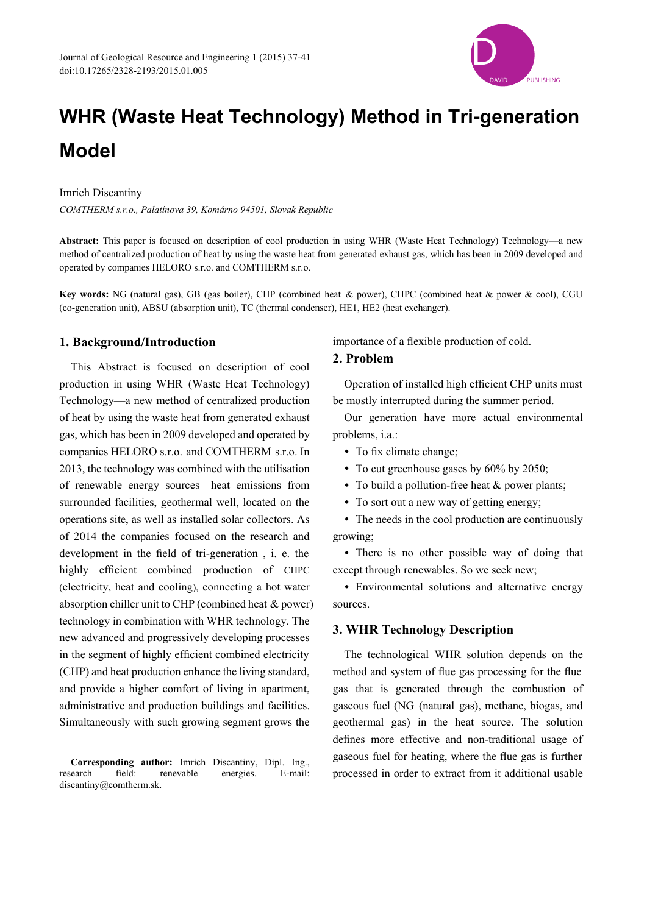# WHR (Waste Heat Technology) Method in Tri-generation Model

Imrich Discantiny

*COMTHERM s.r.o., Palatínova 39, Komárno 94501, Slovak Republic*

**Abstract:** This paper is focused on description of cool production in using WHR (Waste Heat Technology) Technology—a new method of centralized production of heat by using the waste heat from generated exhaust gas, which has been in 2009 developed and operated by companies HELORO s.r.o. and COMTHERM s.r.o.

**Key words:** NG (natural gas), GB (gas boiler), CHP (combined heat & power), CHPC (combined heat & power & cool), CGU (co-generation unit), ABSU (absorption unit), TC (thermal condenser), HE1, HE2 (heat exchanger).

## 1. Background/Introduction

This Abstract is focused on description of cool production in using WHR (Waste Heat Technology) Technology—a new method of centralized production of heat by using the waste heat from generated exhaust gas, which has been in 2009 developed and operated by companies HELORO s.r.o. and COMTHERM s.r.o. In 2013, the technology was combined with the utilisation of renewable energy sources—heat emissions from surrounded facilities, geothermal well, located on the operations site, as well as installed solar collectors. As of 2014 the companies focused on the research and development in the field of tri-generation , i. e. the highly efficient combined production of CHPC (electricity, heat and cooling), connecting a hot water absorption chiller unit to CHP (combined heat & power) technology in combination with WHR technology. The new advanced and progressively developing processes in the segment of highly efficient combined electricity (CHP) and heat production enhance the living standard, and provide a higher comfort of living in apartment, administrative and production buildings and facilities. Simultaneously with such growing segment grows the importance of a flexible production of cold.

**Corresponding author:** Imrich Discantiny, Dipl. Ing., research field: renewable energies. E-mail: discantiny@comtherm.sk.

## 2. Problem

Operation of installed high efficient CHP units must be mostly interrupted during the summer period.

Our generation have more actual environmental problems, i.a.:

- To fix climate change;
- To cut greenhouse gases by 60% by 2050;
- To build a pollution-free heat & power plants;
- To sort out a new way of getting energy;
- The needs in the cool production are continuously growing;
- There is no other possible way of doing that except through renewables. So we seek new;
- Environmental solutions and alternative energy sources.

## 3. WHR Technology Description

The technological WHR solution depends on the method and system of flue gas processing for the flue gas that is generated through the combustion of gaseous fuel (NG (natural gas), methane, biogas, and geothermal gas) in the heat source. The solution defines more effective and non-traditional usage of gaseous fuel for heating, where the flue gas is further processed in order to extract from it additional usable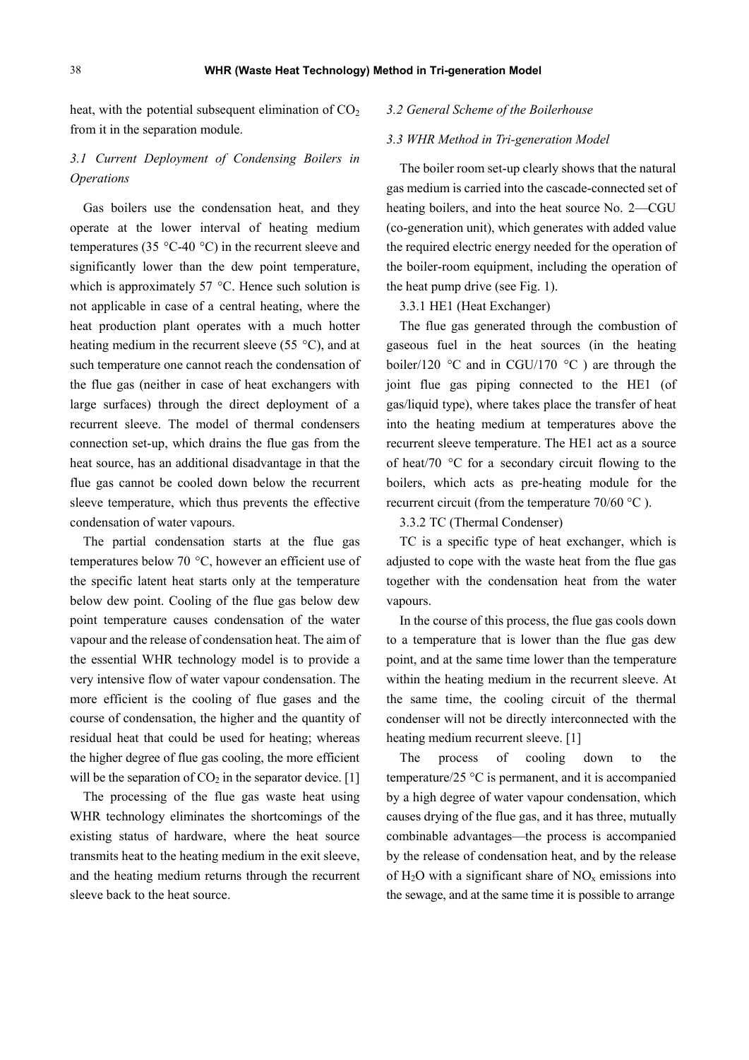heat, with the potential subsequent elimination of $CO_2$ from it in the separation module.

### *3.1 Current Deployment of Condensing Boilers in Operations*

Gas boilers use the condensation heat, and they operate at the lower interval of heating medium temperatures (35 °C-40 °C) in the recurrent sleeve and significantly lower than the dew point temperature, which is approximately 57 °C. Hence such solution is not applicable in case of a central heating, where the heat production plant operates with a much hotter heating medium in the recurrent sleeve (55 °C), and at such temperature one cannot reach the condensation of the flue gas (neither in case of heat exchangers with large surfaces) through the direct deployment of a recurrent sleeve. The model of thermal condensers connection set-up, which drains the flue gas from the heat source, has an additional disadvantage in that the flue gas cannot be cooled down below the recurrent sleeve temperature, which thus prevents the effective condensation of water vapours.

The partial condensation starts at the flue gas temperatures below 70 °C, however an efficient use of the specific latent heat starts only at the temperature below dew point. Cooling of the flue gas below dew point temperature causes condensation of the water vapour and the release of condensation heat. The aim of the essential WHR technology model is to provide a very intensive flow of water vapour condensation. The more efficient is the cooling of flue gases and the course of condensation, the higher and the quantity of residual heat that could be used for heating; whereas the higher degree of flue gas cooling, the more efficient will be the separation of $CO_2$ in the separator device. [1]

The processing of the flue gas waste heat using WHR technology eliminates the shortcomings of the existing status of hardware, where the heat source transmits heat to the heating medium in the exit sleeve, and the heating medium returns through the recurrent sleeve back to the heat source.

### *3.2 General Scheme of the Boilerhouse*

### *3.3 WHR Method in Tri-generation Model*

The boiler room set-up clearly shows that the natural gas medium is carried into the cascade-connected set of heating boilers, and into the heat source No. 2—CGU (co-generation unit), which generates with added value the required electric energy needed for the operation of the boiler-room equipment, including the operation of the heat pump drive (see Fig. 1).

#### 3.3.1 HE1 (Heat Exchanger)

The flue gas generated through the combustion of gaseous fuel in the heat sources (in the heating boiler/120 °C and in CGU/170 °C ) are through the joint flue gas piping connected to the HE1 (of gas/liquid type), where takes place the transfer of heat into the heating medium at temperatures above the recurrent sleeve temperature. The HE1 act as a source of heat/70 °C for a secondary circuit flowing to the boilers, which acts as pre-heating module for the recurrent circuit (from the temperature 70/60 °C ).

#### 3.3.2 TC (Thermal Condenser)

TC is a specific type of heat exchanger, which is adjusted to cope with the waste heat from the flue gas together with the condensation heat from the water vapours.

In the course of this process, the flue gas cools down to a temperature that is lower than the flue gas dew point, and at the same time lower than the temperature within the heating medium in the recurrent sleeve. At the same time, the cooling circuit of the thermal condenser will not be directly interconnected with the heating medium recurrent sleeve. [1]

The process of cooling down to the temperature/25 °C is permanent, and it is accompanied by a high degree of water vapour condensation, which causes drying of the flue gas, and it has three, mutually combinable advantages—the process is accompanied by the release of condensation heat, and by the release of $H_2O$ with a significant share of $NO_x$ emissions into the sewage, and at the same time it is possible to arrange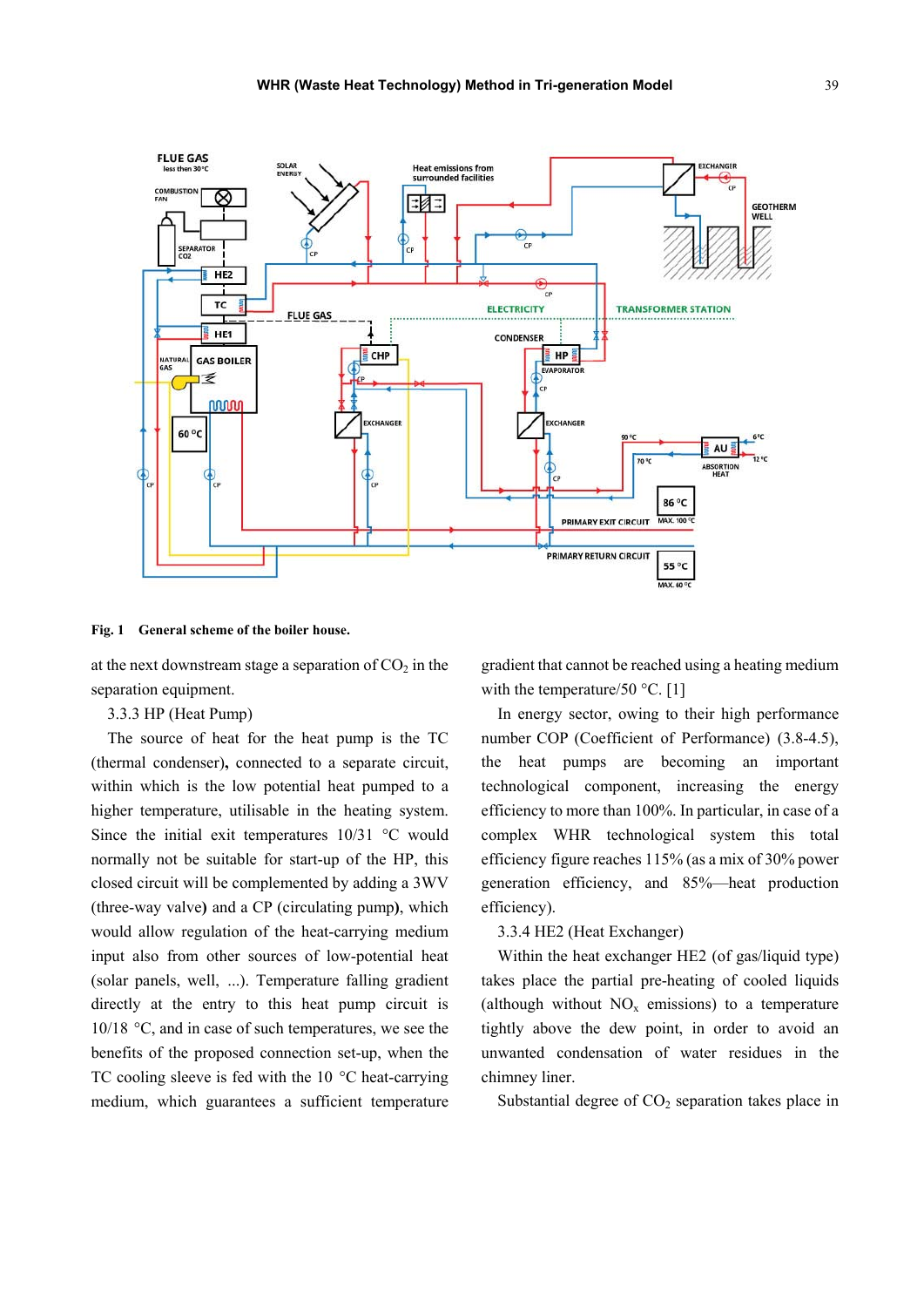FLUE GAS
less then 30 °C
COMBUSTION FAN
SEPARATOR CO2
HE2
TC
HE1
NATURAL GAS
GAS BOILER
60 °C
CP
SOLAR ENERGY
CP
Heat emissions from surrounded facilities
CP
CP
EXCHANGER
CP
GEOTHERM WELL
FLUE GAS
ELECTRICITY
TRANSFORMER STATION
CONDENSER
CHP
HP
EVAPORATOR
CP
EXCHANGER
EXCHANGER
CP
90 °C
70 °C
AU
ABSORTION HEAT
6 °C
12 °C
86 °C
MAX. 100 °C
PRIMARY EXIT CIRCUIT
PRIMARY RETURN CIRCUIT
55 °C
MAX. 60 °C

**Fig. 1 General scheme of the boiler house.**

at the next downstream stage a separation of $CO_2$ in the separation equipment.

3.3.3 HP (Heat Pump)

The source of heat for the heat pump is the TC (thermal condenser), connected to a separate circuit, within which is the low potential heat pumped to a higher temperature, utilisable in the heating system. Since the initial exit temperatures 10/31 °C would normally not be suitable for start-up of the HP, this closed circuit will be complemented by adding a 3WV (three-way valve) and a CP (circulating pump), which would allow regulation of the heat-carrying medium input also from other sources of low-potential heat (solar panels, well, ...). Temperature falling gradient directly at the entry to this heat pump circuit is 10/18 °C, and in case of such temperatures, we see the benefits of the proposed connection set-up, when the TC cooling sleeve is fed with the 10 °C heat-carrying medium, which guarantees a sufficient temperature gradient that cannot be reached using a heating medium with the temperature/50 °C. [1]

In energy sector, owing to their high performance number COP (Coefficient of Performance) (3.8-4.5), the heat pumps are becoming an important technological component, increasing the energy efficiency to more than 100%. In particular, in case of a complex WHR technological system this total efficiency figure reaches 115% (as a mix of 30% power generation efficiency, and 85%—heat production efficiency).

3.3.4 HE2 (Heat Exchanger)

Within the heat exchanger HE2 (of gas/liquid type) takes place the partial pre-heating of cooled liquids (although without $NO_x$ emissions) to a temperature tightly above the dew point, in order to avoid an unwanted condensation of water residues in the chimney liner.

Substantial degree of $CO_2$ separation takes place in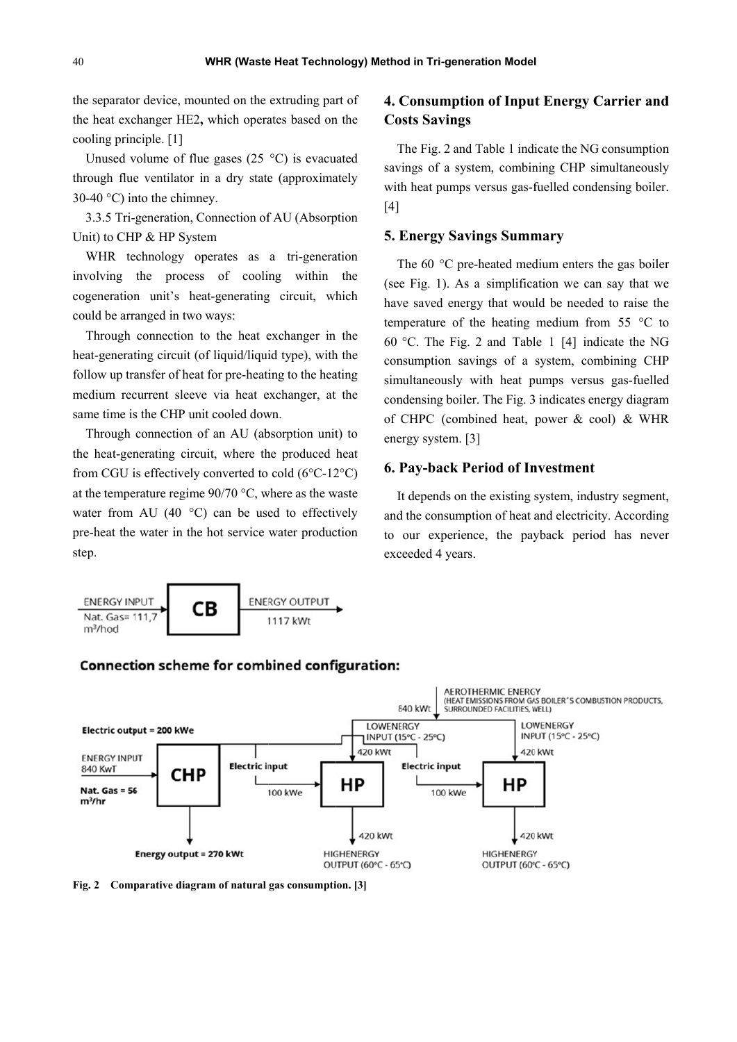the separator device, mounted on the extruding part of the heat exchanger HE2**,** which operates based on the cooling principle. [1]

Unused volume of flue gases (25 °C) is evacuated through flue ventilator in a dry state (approximately 30-40 °C) into the chimney.

3.3.5 Tri-generation, Connection of AU (Absorption Unit) to CHP & HP System

WHR technology operates as a tri-generation involving the process of cooling within the cogeneration unit's heat-generating circuit, which could be arranged in two ways:

Through connection to the heat exchanger in the heat-generating circuit (of liquid/liquid type), with the follow up transfer of heat for pre-heating to the heating medium recurrent sleeve via heat exchanger, at the same time is the CHP unit cooled down.

Through connection of an AU (absorption unit) to the heat-generating circuit, where the produced heat from CGU is effectively converted to cold (6°C-12°C) at the temperature regime 90/70 °C, where as the waste water from AU (40 °C) can be used to effectively pre-heat the water in the hot service water production step.

## 4. Consumption of Input Energy Carrier and Costs Savings

The Fig. 2 and Table 1 indicate the NG consumption savings of a system, combining CHP simultaneously with heat pumps versus gas-fuelled condensing boiler. [4]

## 5. Energy Savings Summary

The 60 °C pre-heated medium enters the gas boiler (see Fig. 1). As a simplification we can say that we have saved energy that would be needed to raise the temperature of the heating medium from 55 °C to 60 °C. The Fig. 2 and Table 1 [4] indicate the NG consumption savings of a system, combining CHP simultaneously with heat pumps versus gas-fuelled condensing boiler. The Fig. 3 indicates energy diagram of CHPC (combined heat, power & cool) & WHR energy system. [3]

## 6. Pay-back Period of Investment

It depends on the existing system, industry segment, and the consumption of heat and electricity. According to our experience, the payback period has never exceeded 4 years.

ENERGY INPUT Nat. Gas= 111,7 m³/hod → CB → ENERGY OUTPUT 1117 kWt

**Connection scheme for combined configuration:**

AEROTHERMIC ENERGY (HEAT EMISSIONS FROM GAS BOILER'S COMBUSTION PRODUCTS, SURROUNDED FACILITIES, WELL) 840 kWt

**Electric output = 200 kWe**

ENERGY INPUT 840 KwT

**Nat. Gas = 56 m³/hr**

CHP

**Energy output = 270 kWt**

Electric input 100 kWe → HP (LOWENERGY INPUT (15°C - 25°C) 420 kWt) → 420 kWt HIGHENERGY OUTPUT (60°C - 65°C)

Electric input 100 kWe → HP (LOWENERGY INPUT (15°C - 25°C) 420 kWt) → 420 kWt HIGHENERGY OUTPUT (60°C - 65°C)

**Fig. 2 Comparative diagram of natural gas consumption. [3]**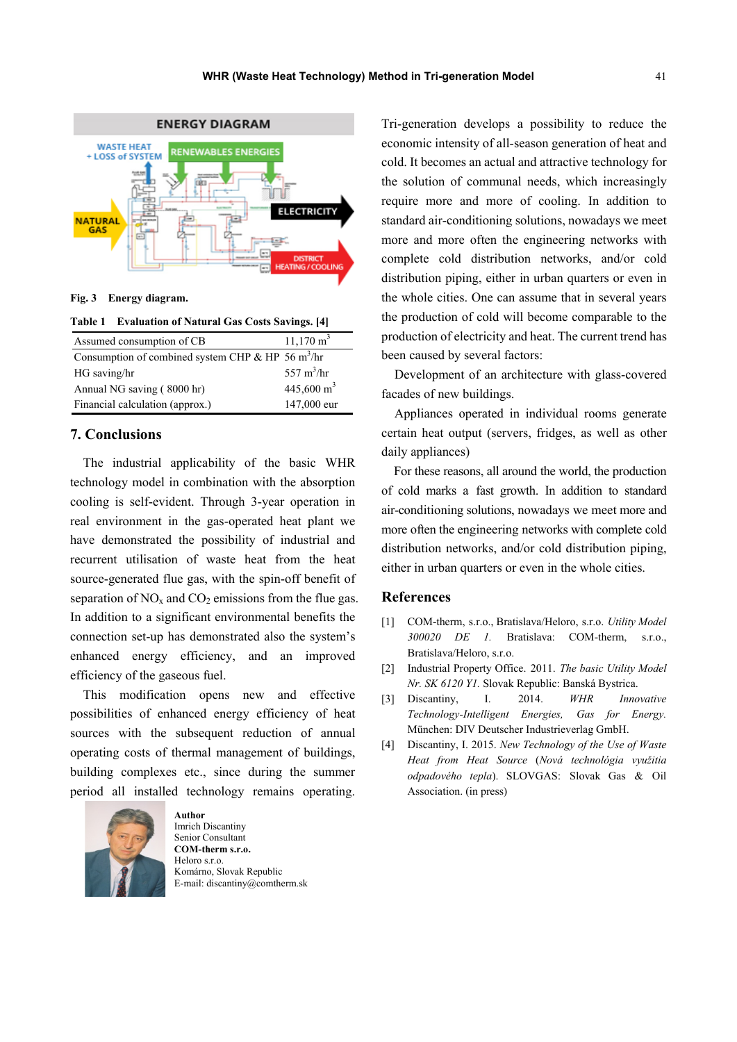ENERGY DIAGRAM

WASTE HEAT + LOSS of SYSTEM

RENEWABLES ENERGIES

NATURAL GAS

ELECTRICITY

DISTRICT HEATING / COOLING

**Fig. 3 Energy diagram.**

**Table 1 Evaluation of Natural Gas Costs Savings. [4]**

| | |
|---|---|
| Assumed consumption of CB | 11,170 $m^3$ |
| Consumption of combined system CHP & HP | 56 $m^3$/hr |
| HG saving/hr | 557 $m^3$/hr |
| Annual NG saving ( 8000 hr) | 445,600 $m^3$ |
| Financial calculation (approx.) | 147,000 eur |

## 7. Conclusions

The industrial applicability of the basic WHR technology model in combination with the absorption cooling is self-evident. Through 3-year operation in real environment in the gas-operated heat plant we have demonstrated the possibility of industrial and recurrent utilisation of waste heat from the heat source-generated flue gas, with the spin-off benefit of separation of $NO_x$ and $CO_2$ emissions from the flue gas. In addition to a significant environmental benefits the connection set-up has demonstrated also the system's enhanced energy efficiency, and an improved efficiency of the gaseous fuel.

This modification opens new and effective possibilities of enhanced energy efficiency of heat sources with the subsequent reduction of annual operating costs of thermal management of buildings, building complexes etc., since during the summer period all installed technology remains operating. Tri-generation develops a possibility to reduce the economic intensity of all-season generation of heat and cold. It becomes an actual and attractive technology for the solution of communal needs, which increasingly require more and more of cooling. In addition to standard air-conditioning solutions, nowadays we meet more and more often the engineering networks with complete cold distribution networks, and/or cold distribution piping, either in urban quarters or even in the whole cities. One can assume that in several years the production of cold will become comparable to the production of electricity and heat. The current trend has been caused by several factors:

Development of an architecture with glass-covered facades of new buildings.

Appliances operated in individual rooms generate certain heat output (servers, fridges, as well as other daily appliances)

For these reasons, all around the world, the production of cold marks a fast growth. In addition to standard air-conditioning solutions, nowadays we meet more and more often the engineering networks with complete cold distribution networks, and/or cold distribution piping, either in urban quarters or even in the whole cities.

**Author**
Imrich Discantiny
Senior Consultant
**COM-therm s.r.o.**
Heloro s.r.o.
Komárno, Slovak Republic
E-mail: discantiny@comtherm.sk

## References

[1] COM-therm, s.r.o., Bratislava/Heloro, s.r.o. *Utility Model 300020 DE 1.* Bratislava: COM-therm, s.r.o., Bratislava/Heloro, s.r.o.

[2] Industrial Property Office. 2011. *The basic Utility Model Nr. SK 6120 Y1.* Slovak Republic: Banská Bystrica.

[3] Discantiny, I. 2014. *WHR Innovative Technology-Intelligent Energies, Gas for Energy.* München: DIV Deutscher Industrieverlag GmbH.

[4] Discantiny, I. 2015. *New Technology of the Use of Waste Heat from Heat Source* (*Nová technológia využitia odpadového tepla*). SLOVGAS: Slovak Gas & Oil Association. (in press)